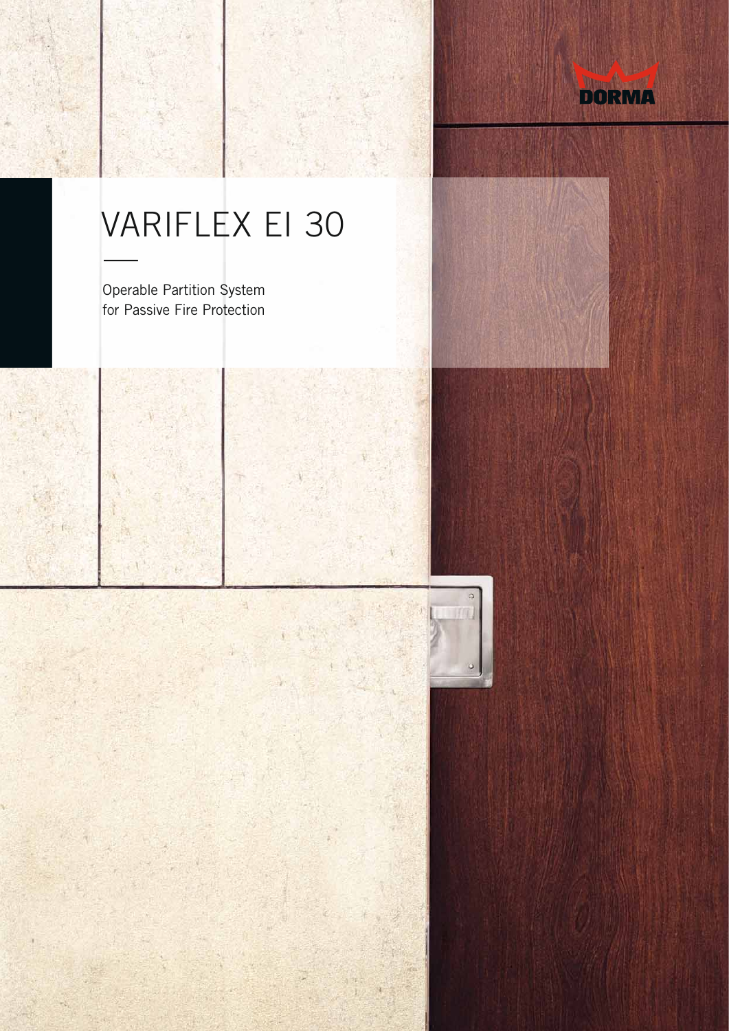DORMA

# VARIFLEX EI 30

Operable Partition System
for Passive Fire Protection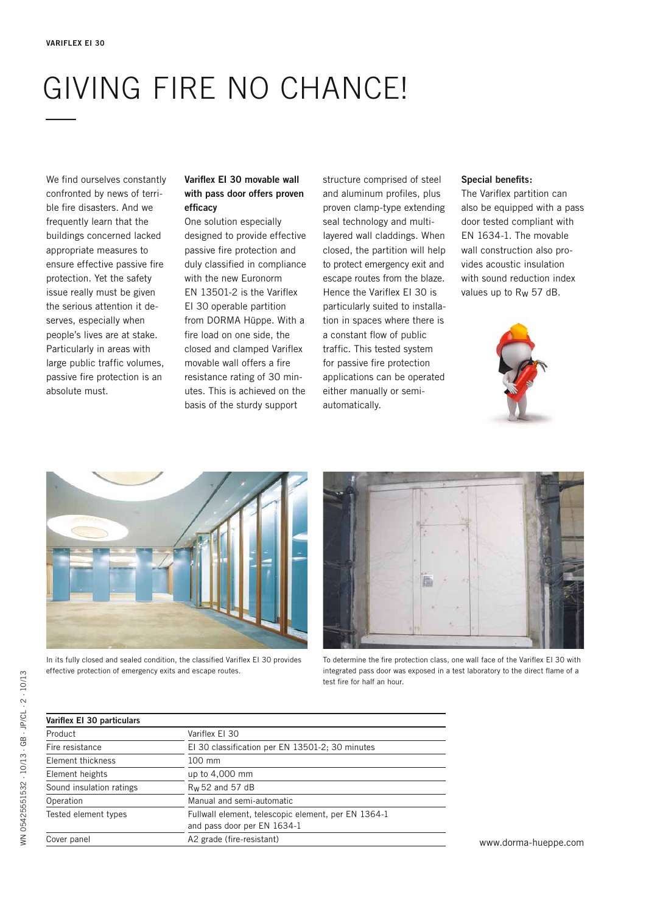# GIVING FIRE NO CHANCE!

We find ourselves constantly confronted by news of terrible fire disasters. And we frequently learn that the buildings concerned lacked appropriate measures to ensure effective passive fire protection. Yet the safety issue really must be given the serious attention it deserves, especially when people's lives are at stake. Particularly in areas with large public traffic volumes, passive fire protection is an absolute must.

**Variflex EI 30 movable wall with pass door offers proven efficacy**

One solution especially designed to provide effective passive fire protection and duly classified in compliance with the new Euronorm EN 13501-2 is the Variflex EI 30 operable partition from DORMA Hüppe. With a fire load on one side, the closed and clamped Variflex movable wall offers a fire resistance rating of 30 minutes. This is achieved on the basis of the sturdy support structure comprised of steel and aluminum profiles, plus proven clamp-type extending seal technology and multi-layered wall claddings. When closed, the partition will help to protect emergency exit and escape routes from the blaze. Hence the Variflex EI 30 is particularly suited to installation in spaces where there is a constant flow of public traffic. This tested system for passive fire protection applications can be operated either manually or semi-automatically.

**Special benefits:**

The Variflex partition can also be equipped with a pass door tested compliant with EN 1634-1. The movable wall construction also provides acoustic insulation with sound reduction index values up to $R_W$ 57 dB.

In its fully closed and sealed condition, the classified Variflex EI 30 provides effective protection of emergency exits and escape routes.

To determine the fire protection class, one wall face of the Variflex EI 30 with integrated pass door was exposed in a test laboratory to the direct flame of a test fire for half an hour.

| Variflex EI 30 particulars | |
|---|---|
| Product | Variflex EI 30 |
| Fire resistance | EI 30 classification per EN 13501-2; 30 minutes |
| Element thickness | 100 mm |
| Element heights | up to 4,000 mm |
| Sound insulation ratings | $R_W$ 52 and 57 dB |
| Operation | Manual and semi-automatic |
| Tested element types | Fullwall element, telescopic element, per EN 1364-1 and pass door per EN 1634-1 |
| Cover panel | A2 grade (fire-resistant) |

www.dorma-hueppe.com

WN 05425551532 · 10/13 · GB · JP/CL · 2 · 10/13